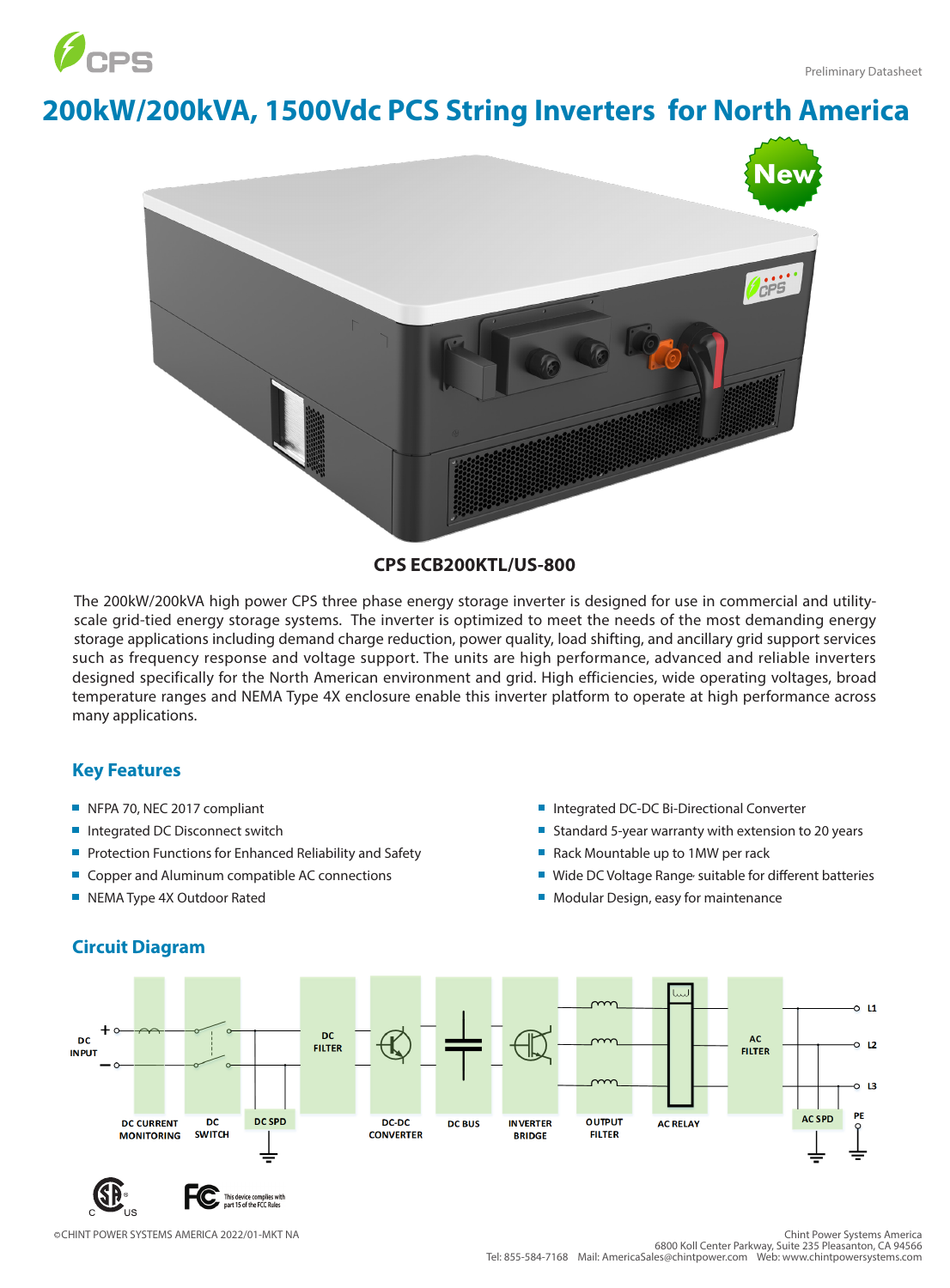Preliminary Datasheet

# 200kW/200kVA, 1500Vdc PCS String Inverters for North America

**CPS ECB200KTL/US-800**

The 200kW/200kVA high power CPS three phase energy storage inverter is designed for use in commercial and utility-scale grid-tied energy storage systems. The inverter is optimized to meet the needs of the most demanding energy storage applications including demand charge reduction, power quality, load shifting, and ancillary grid support services such as frequency response and voltage support. The units are high performance, advanced and reliable inverters designed specifically for the North American environment and grid. High efficiencies, wide operating voltages, broad temperature ranges and NEMA Type 4X enclosure enable this inverter platform to operate at high performance across many applications.

## Key Features

- NFPA 70, NEC 2017 compliant
- Integrated DC Disconnect switch
- Protection Functions for Enhanced Reliability and Safety
- Copper and Aluminum compatible AC connections
- NEMA Type 4X Outdoor Rated
- Integrated DC-DC Bi-Directional Converter
- Standard 5-year warranty with extension to 20 years
- Rack Mountable up to 1MW per rack
- Wide DC Voltage Range suitable for different batteries
- Modular Design, easy for maintenance

## Circuit Diagram

DC INPUT + − | DC CURRENT MONITORING | DC SWITCH | DC SPD | DC FILTER | DC-DC CONVERTER | DC BUS | INVERTER BRIDGE | OUTPUT FILTER | AC RELAY | AC FILTER | AC SPD | PE | L1 | L2 | L3

This device complies with part 15 of the FCC Rules

©CHINT POWER SYSTEMS AMERICA 2022/01-MKT NA

Chint Power Systems America
6800 Koll Center Parkway, Suite 235 Pleasanton, CA 94566
Tel: 855-584-7168 Mail: AmericaSales@chintpower.com Web: www.chintpowersystems.com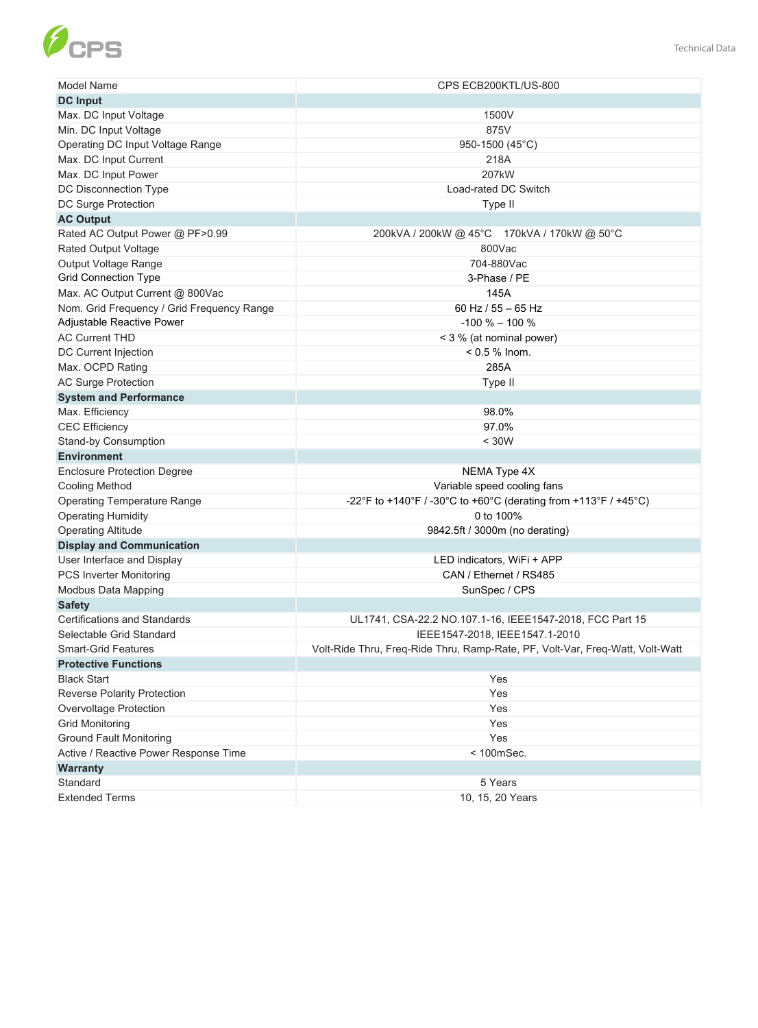| Model Name | CPS ECB200KTL/US-800 |
|---|---|
| **DC Input** | |
| Max. DC Input Voltage | 1500V |
| Min. DC Input Voltage | 875V |
| Operating DC Input Voltage Range | 950-1500 (45°C) |
| Max. DC Input Current | 218A |
| Max. DC Input Power | 207kW |
| DC Disconnection Type | Load-rated DC Switch |
| DC Surge Protection | Type II |
| **AC Output** | |
| Rated AC Output Power @ PF>0.99 | 200kVA / 200kW @ 45°C 170kVA / 170kW @ 50°C |
| Rated Output Voltage | 800Vac |
| Output Voltage Range | 704-880Vac |
| Grid Connection Type | 3-Phase / PE |
| Max. AC Output Current @ 800Vac | 145A |
| Nom. Grid Frequency / Grid Frequency Range | 60 Hz / 55 – 65 Hz |
| Adjustable Reactive Power | -100 % – 100 % |
| AC Current THD | < 3 % (at nominal power) |
| DC Current Injection | < 0.5 % Inom. |
| Max. OCPD Rating | 285A |
| AC Surge Protection | Type II |
| **System and Performance** | |
| Max. Efficiency | 98.0% |
| CEC Efficiency | 97.0% |
| Stand-by Consumption | < 30W |
| **Environment** | |
| Enclosure Protection Degree | NEMA Type 4X |
| Cooling Method | Variable speed cooling fans |
| Operating Temperature Range | -22°F to +140°F / -30°C to +60°C (derating from +113°F / +45°C) |
| Operating Humidity | 0 to 100% |
| Operating Altitude | 9842.5ft / 3000m (no derating) |
| **Display and Communication** | |
| User Interface and Display | LED indicators, WiFi + APP |
| PCS Inverter Monitoring | CAN / Ethernet / RS485 |
| Modbus Data Mapping | SunSpec / CPS |
| **Safety** | |
| Certifications and Standards | UL1741, CSA-22.2 NO.107.1-16, IEEE1547-2018, FCC Part 15 |
| Selectable Grid Standard | IEEE1547-2018, IEEE1547.1-2010 |
| Smart-Grid Features | Volt-Ride Thru, Freq-Ride Thru, Ramp-Rate, PF, Volt-Var, Freq-Watt, Volt-Watt |
| **Protective Functions** | |
| Black Start | Yes |
| Reverse Polarity Protection | Yes |
| Overvoltage Protection | Yes |
| Grid Monitoring | Yes |
| Ground Fault Monitoring | Yes |
| Active / Reactive Power Response Time | < 100mSec. |
| **Warranty** | |
| Standard | 5 Years |
| Extended Terms | 10, 15, 20 Years |